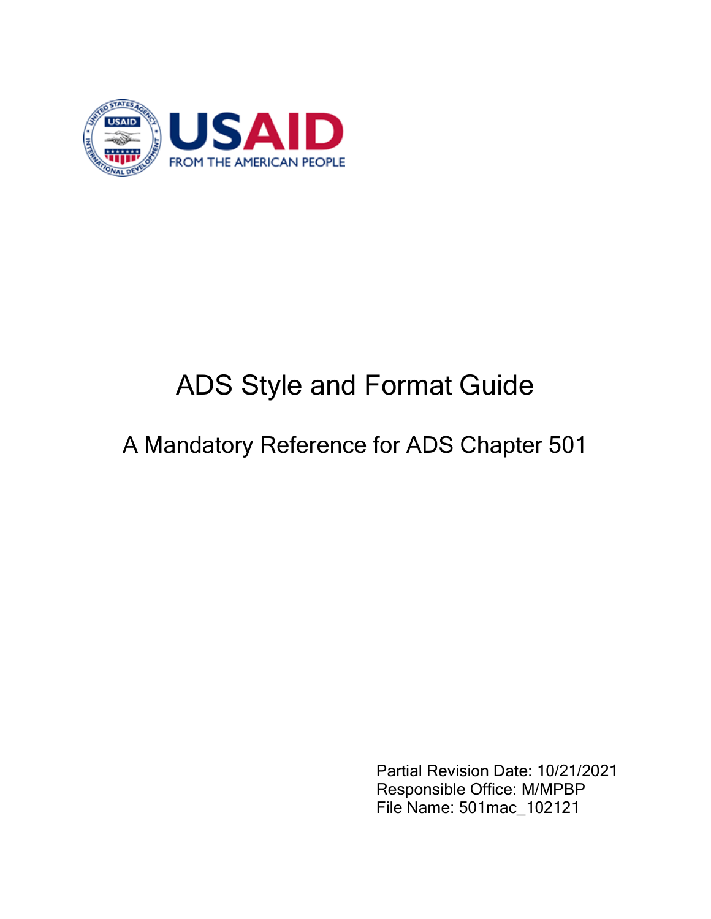# ADS Style and Format Guide

## A Mandatory Reference for ADS Chapter 501

Partial Revision Date: 10/21/2021
Responsible Office: M/MPBP
File Name: 501mac_102121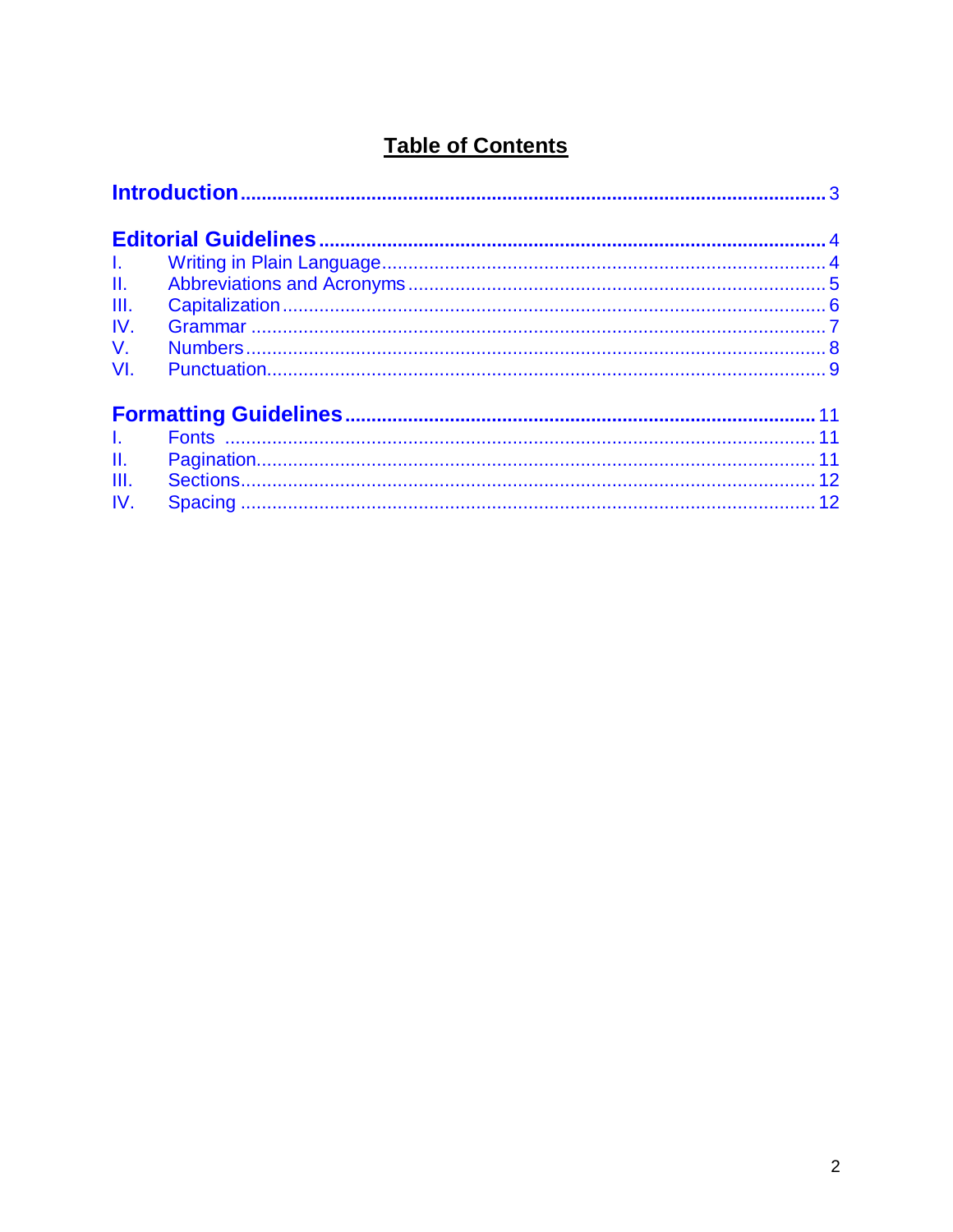# Table of Contents

**Introduction** .......... 3

**Editorial Guidelines** .......... 4

I. Writing in Plain Language .......... 4
II. Abbreviations and Acronyms .......... 5
III. Capitalization .......... 6
IV. Grammar .......... 7
V. Numbers .......... 8
VI. Punctuation .......... 9

**Formatting Guidelines** .......... 11

I. Fonts .......... 11
II. Pagination .......... 11
III. Sections .......... 12
IV. Spacing .......... 12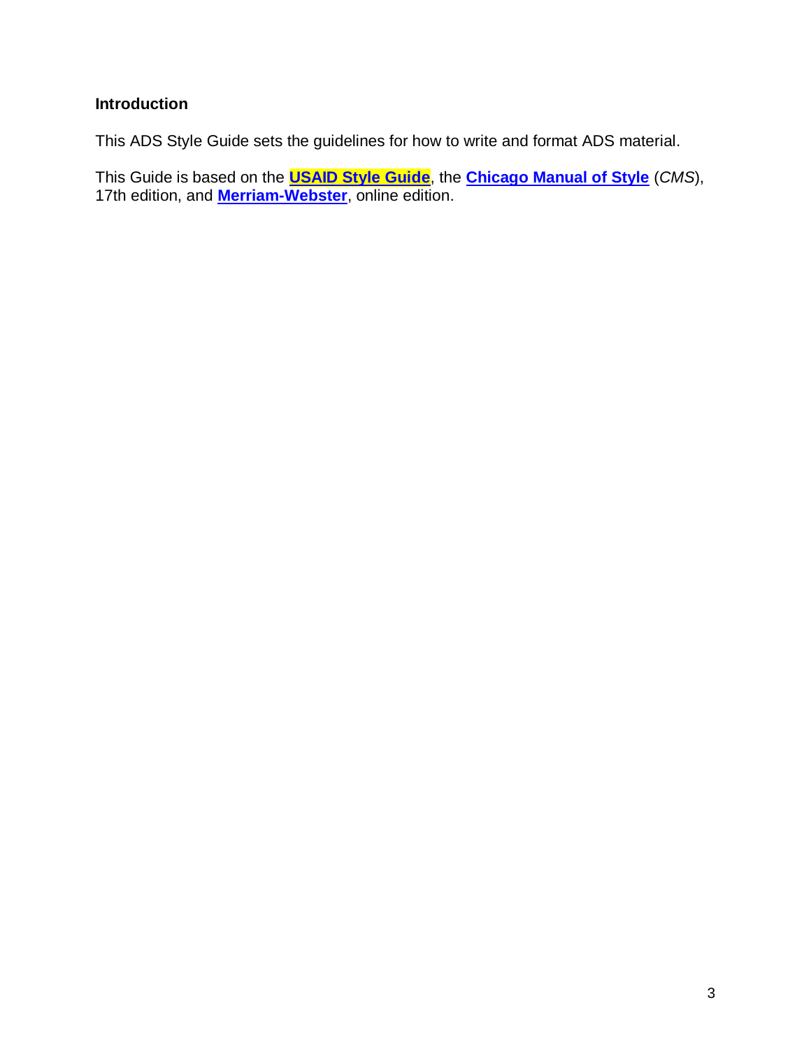## Introduction

This ADS Style Guide sets the guidelines for how to write and format ADS material.

This Guide is based on the **USAID Style Guide**, the **Chicago Manual of Style** (*CMS*), 17th edition, and **Merriam-Webster**, online edition.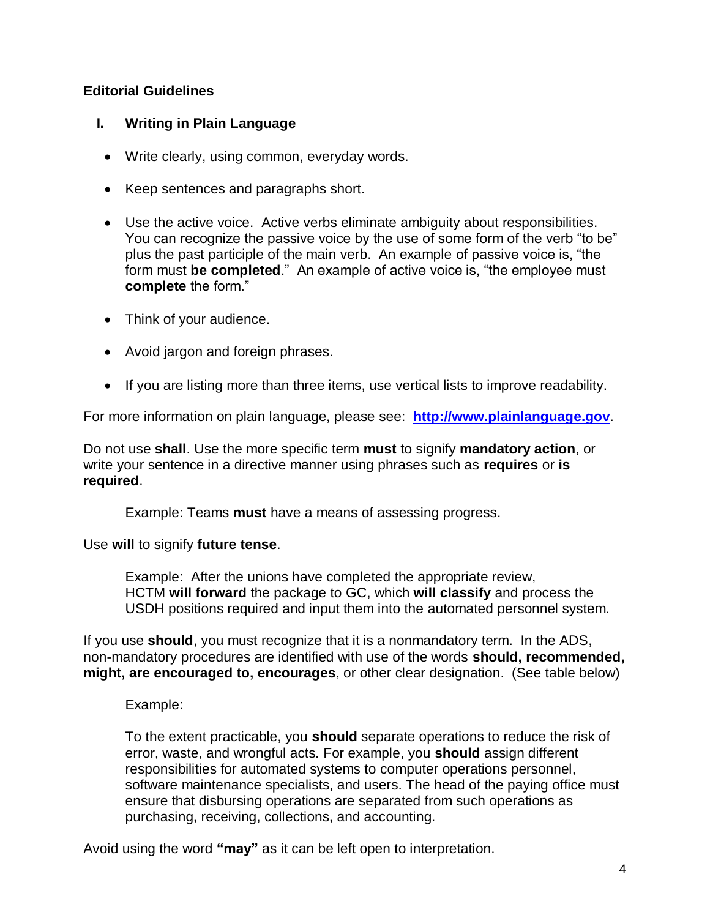## Editorial Guidelines

### I. Writing in Plain Language

- Write clearly, using common, everyday words.
- Keep sentences and paragraphs short.
- Use the active voice. Active verbs eliminate ambiguity about responsibilities. You can recognize the passive voice by the use of some form of the verb "to be" plus the past participle of the main verb. An example of passive voice is, "the form must **be completed**." An example of active voice is, "the employee must **complete** the form."
- Think of your audience.
- Avoid jargon and foreign phrases.
- If you are listing more than three items, use vertical lists to improve readability.

For more information on plain language, please see: **[http://www.plainlanguage.gov](http://www.plainlanguage.gov)**.

Do not use **shall**. Use the more specific term **must** to signify **mandatory action**, or write your sentence in a directive manner using phrases such as **requires** or **is required**.

> Example: Teams **must** have a means of assessing progress.

Use **will** to signify **future tense**.

> Example: After the unions have completed the appropriate review, HCTM **will forward** the package to GC, which **will classify** and process the USDH positions required and input them into the automated personnel system.

If you use **should**, you must recognize that it is a nonmandatory term. In the ADS, non-mandatory procedures are identified with use of the words **should, recommended, might, are encouraged to, encourages**, or other clear designation. (See table below)

> Example:
>
> To the extent practicable, you **should** separate operations to reduce the risk of error, waste, and wrongful acts. For example, you **should** assign different responsibilities for automated systems to computer operations personnel, software maintenance specialists, and users. The head of the paying office must ensure that disbursing operations are separated from such operations as purchasing, receiving, collections, and accounting.

Avoid using the word **"may"** as it can be left open to interpretation.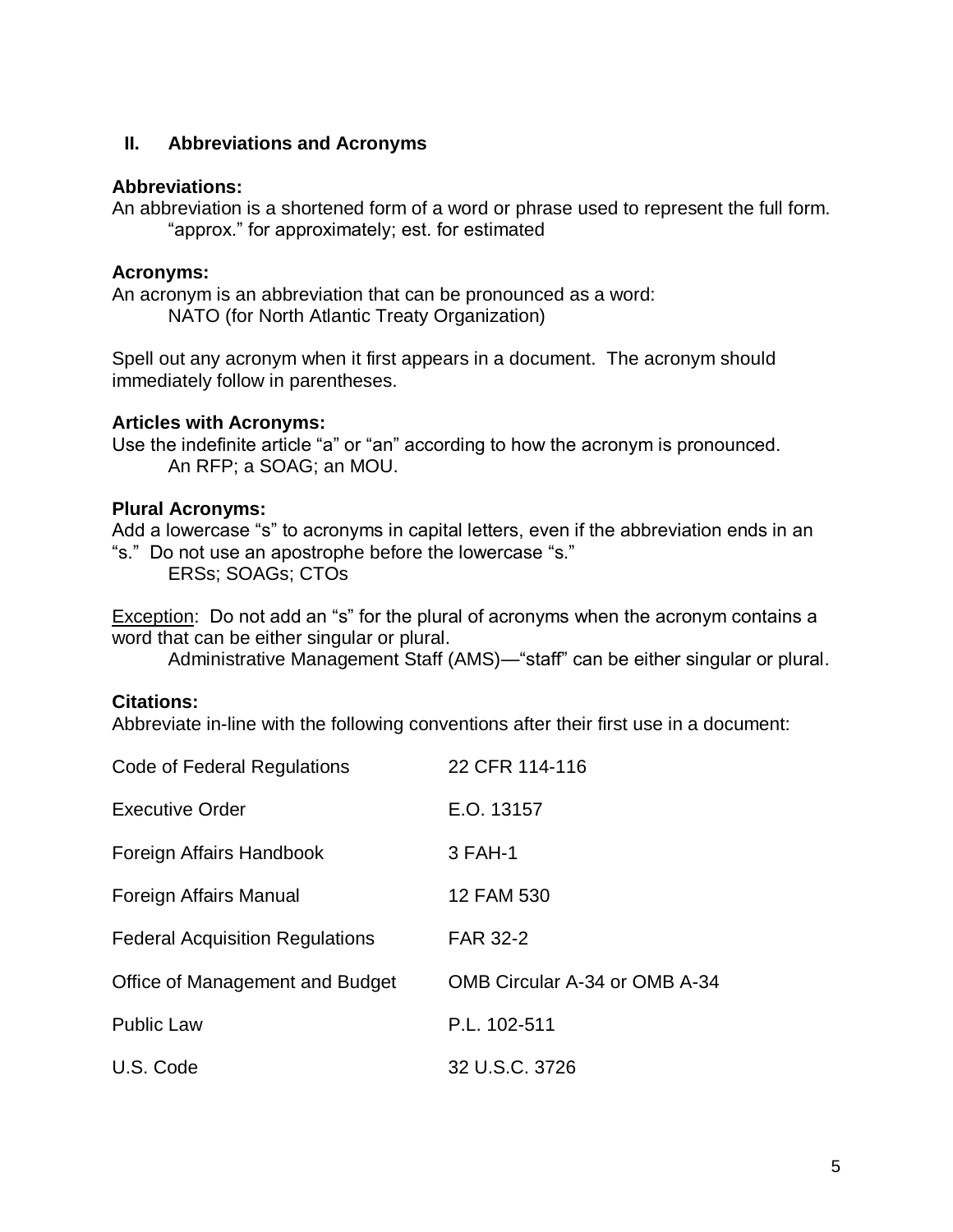## II. Abbreviations and Acronyms

**Abbreviations:**
An abbreviation is a shortened form of a word or phrase used to represent the full form.
"approx." for approximately; est. for estimated

**Acronyms:**
An acronym is an abbreviation that can be pronounced as a word:
NATO (for North Atlantic Treaty Organization)

Spell out any acronym when it first appears in a document. The acronym should immediately follow in parentheses.

**Articles with Acronyms:**
Use the indefinite article "a" or "an" according to how the acronym is pronounced.
An RFP; a SOAG; an MOU.

**Plural Acronyms:**
Add a lowercase "s" to acronyms in capital letters, even if the abbreviation ends in an "s." Do not use an apostrophe before the lowercase "s."
ERSs; SOAGs; CTOs

<u>Exception</u>: Do not add an "s" for the plural of acronyms when the acronym contains a word that can be either singular or plural.
Administrative Management Staff (AMS)—"staff" can be either singular or plural.

**Citations:**
Abbreviate in-line with the following conventions after their first use in a document:

| | |
|---|---|
| Code of Federal Regulations | 22 CFR 114-116 |
| Executive Order | E.O. 13157 |
| Foreign Affairs Handbook | 3 FAH-1 |
| Foreign Affairs Manual | 12 FAM 530 |
| Federal Acquisition Regulations | FAR 32-2 |
| Office of Management and Budget | OMB Circular A-34 or OMB A-34 |
| Public Law | P.L. 102-511 |
| U.S. Code | 32 U.S.C. 3726 |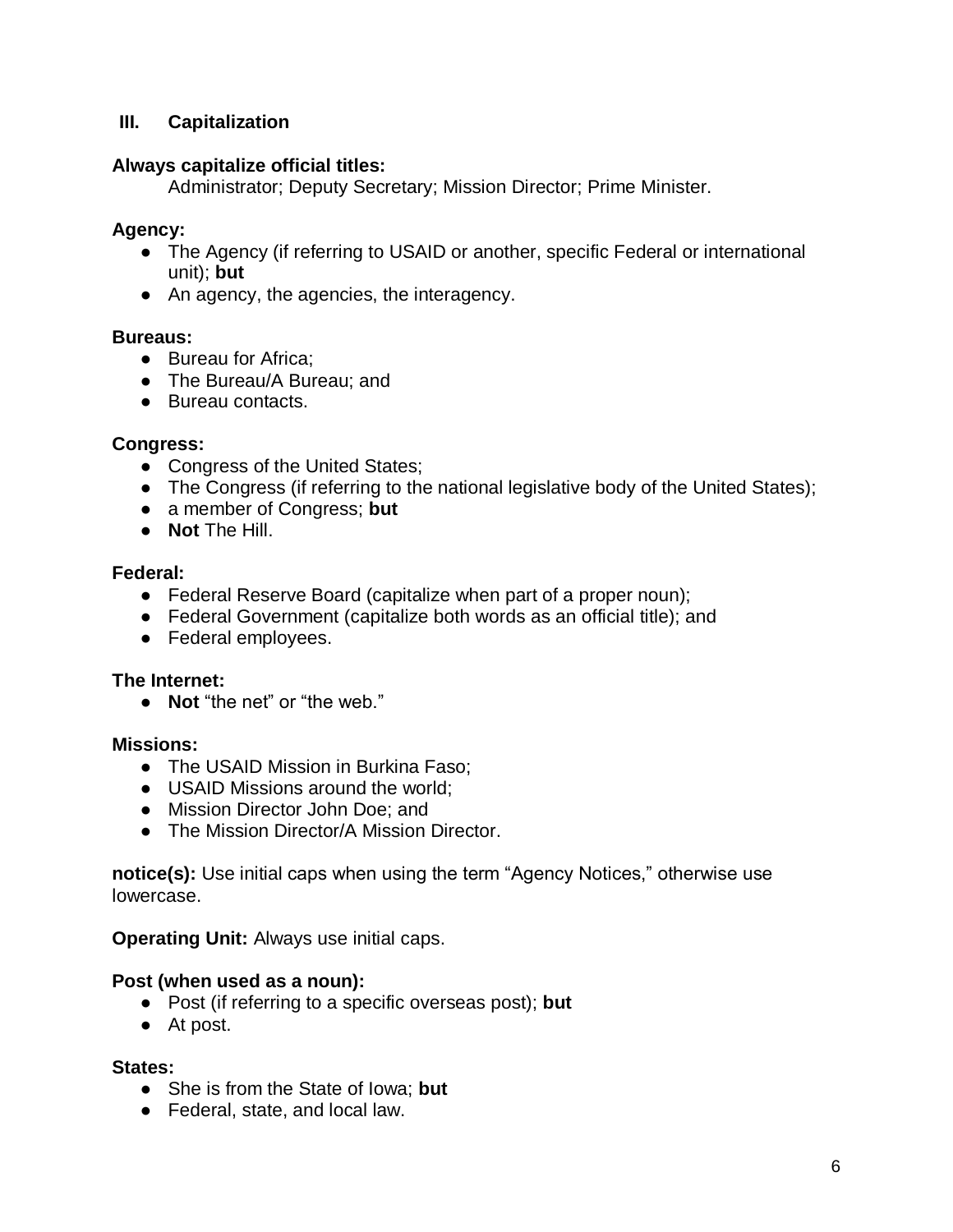## III. Capitalization

**Always capitalize official titles:**

Administrator; Deputy Secretary; Mission Director; Prime Minister.

**Agency:**

- The Agency (if referring to USAID or another, specific Federal or international unit); **but**
- An agency, the agencies, the interagency.

**Bureaus:**

- Bureau for Africa;
- The Bureau/A Bureau; and
- Bureau contacts.

**Congress:**

- Congress of the United States;
- The Congress (if referring to the national legislative body of the United States);
- a member of Congress; **but**
- **Not** The Hill.

**Federal:**

- Federal Reserve Board (capitalize when part of a proper noun);
- Federal Government (capitalize both words as an official title); and
- Federal employees.

**The Internet:**

- **Not** "the net" or "the web."

**Missions:**

- The USAID Mission in Burkina Faso;
- USAID Missions around the world;
- Mission Director John Doe; and
- The Mission Director/A Mission Director.

**notice(s):** Use initial caps when using the term "Agency Notices," otherwise use lowercase.

**Operating Unit:** Always use initial caps.

**Post (when used as a noun):**

- Post (if referring to a specific overseas post); **but**
- At post.

**States:**

- She is from the State of Iowa; **but**
- Federal, state, and local law.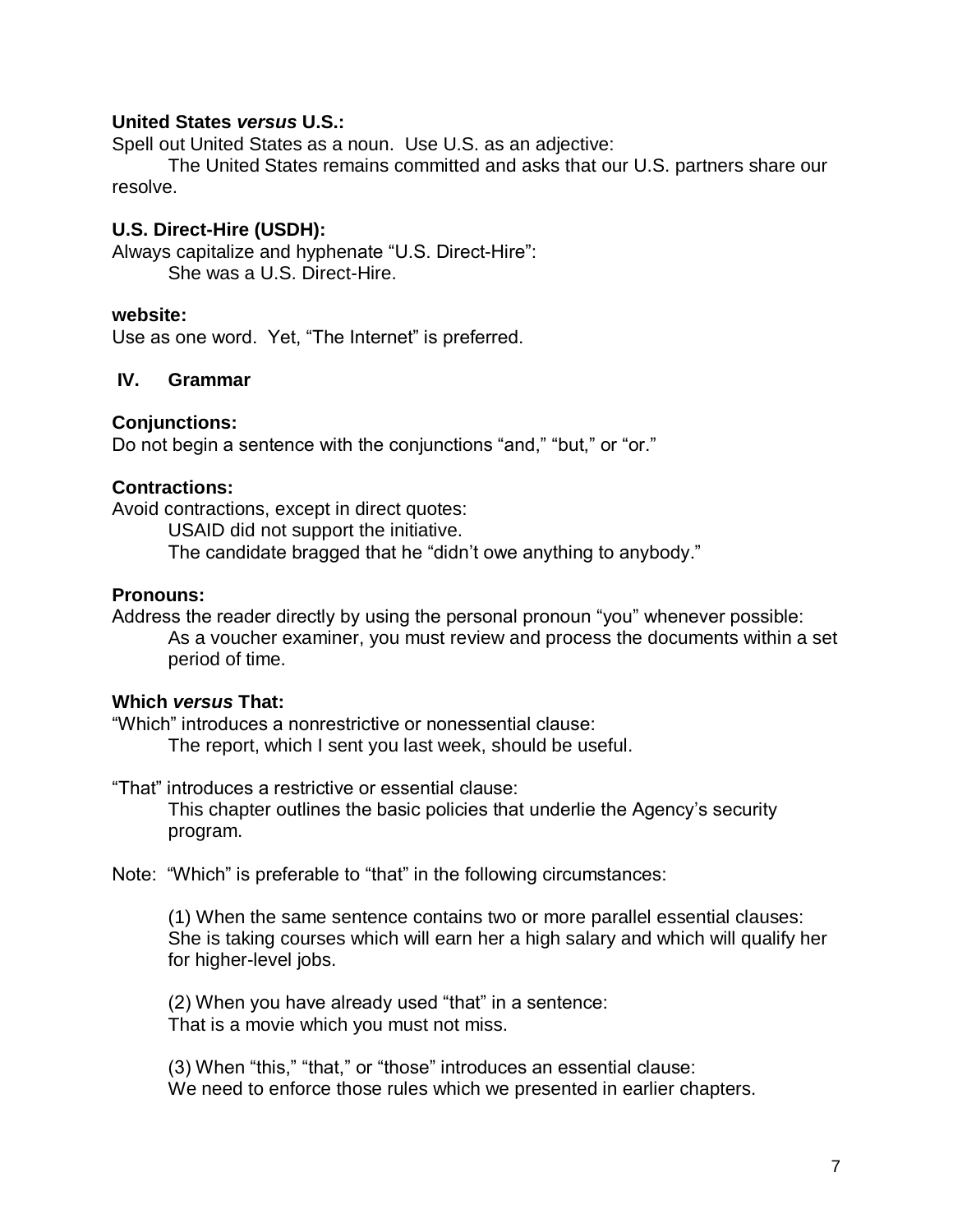**United States *versus* U.S.:**

Spell out United States as a noun. Use U.S. as an adjective:

> The United States remains committed and asks that our U.S. partners share our resolve.

**U.S. Direct-Hire (USDH):**

Always capitalize and hyphenate "U.S. Direct-Hire":

> She was a U.S. Direct-Hire.

**website:**

Use as one word. Yet, "The Internet" is preferred.

## IV. Grammar

**Conjunctions:**

Do not begin a sentence with the conjunctions "and," "but," or "or."

**Contractions:**

Avoid contractions, except in direct quotes:

> USAID did not support the initiative.
>
> The candidate bragged that he "didn't owe anything to anybody."

**Pronouns:**

Address the reader directly by using the personal pronoun "you" whenever possible:

> As a voucher examiner, you must review and process the documents within a set period of time.

**Which *versus* That:**

"Which" introduces a nonrestrictive or nonessential clause:

> The report, which I sent you last week, should be useful.

"That" introduces a restrictive or essential clause:

> This chapter outlines the basic policies that underlie the Agency's security program.

Note: "Which" is preferable to "that" in the following circumstances:

> (1) When the same sentence contains two or more parallel essential clauses:
> She is taking courses which will earn her a high salary and which will qualify her for higher-level jobs.
>
> (2) When you have already used "that" in a sentence:
> That is a movie which you must not miss.
>
> (3) When "this," "that," or "those" introduces an essential clause:
> We need to enforce those rules which we presented in earlier chapters.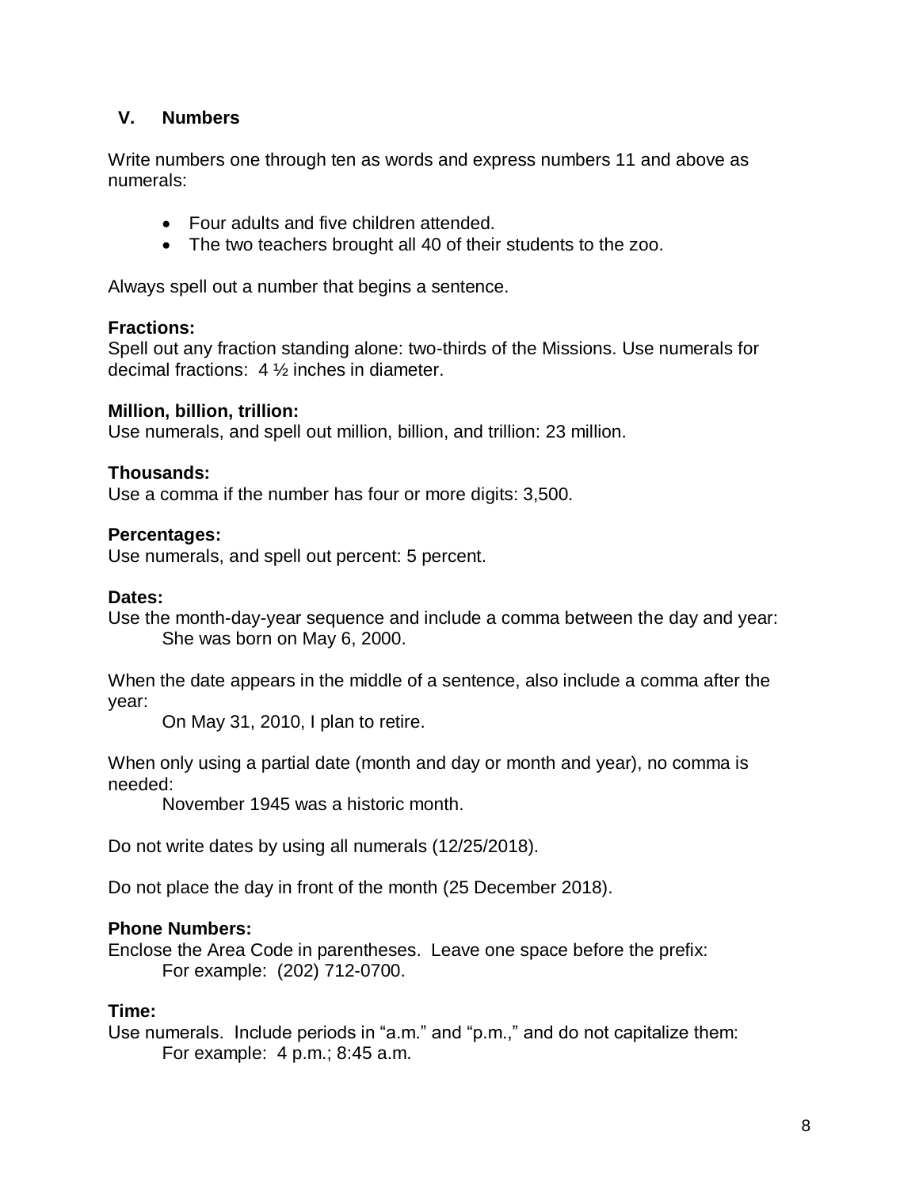## V. Numbers

Write numbers one through ten as words and express numbers 11 and above as numerals:

- Four adults and five children attended.
- The two teachers brought all 40 of their students to the zoo.

Always spell out a number that begins a sentence.

**Fractions:**
Spell out any fraction standing alone: two-thirds of the Missions. Use numerals for decimal fractions: 4 ½ inches in diameter.

**Million, billion, trillion:**
Use numerals, and spell out million, billion, and trillion: 23 million.

**Thousands:**
Use a comma if the number has four or more digits: 3,500.

**Percentages:**
Use numerals, and spell out percent: 5 percent.

**Dates:**
Use the month-day-year sequence and include a comma between the day and year:

> She was born on May 6, 2000.

When the date appears in the middle of a sentence, also include a comma after the year:

> On May 31, 2010, I plan to retire.

When only using a partial date (month and day or month and year), no comma is needed:

> November 1945 was a historic month.

Do not write dates by using all numerals (12/25/2018).

Do not place the day in front of the month (25 December 2018).

**Phone Numbers:**
Enclose the Area Code in parentheses. Leave one space before the prefix:

> For example: (202) 712-0700.

**Time:**
Use numerals. Include periods in "a.m." and "p.m.," and do not capitalize them:

> For example: 4 p.m.; 8:45 a.m.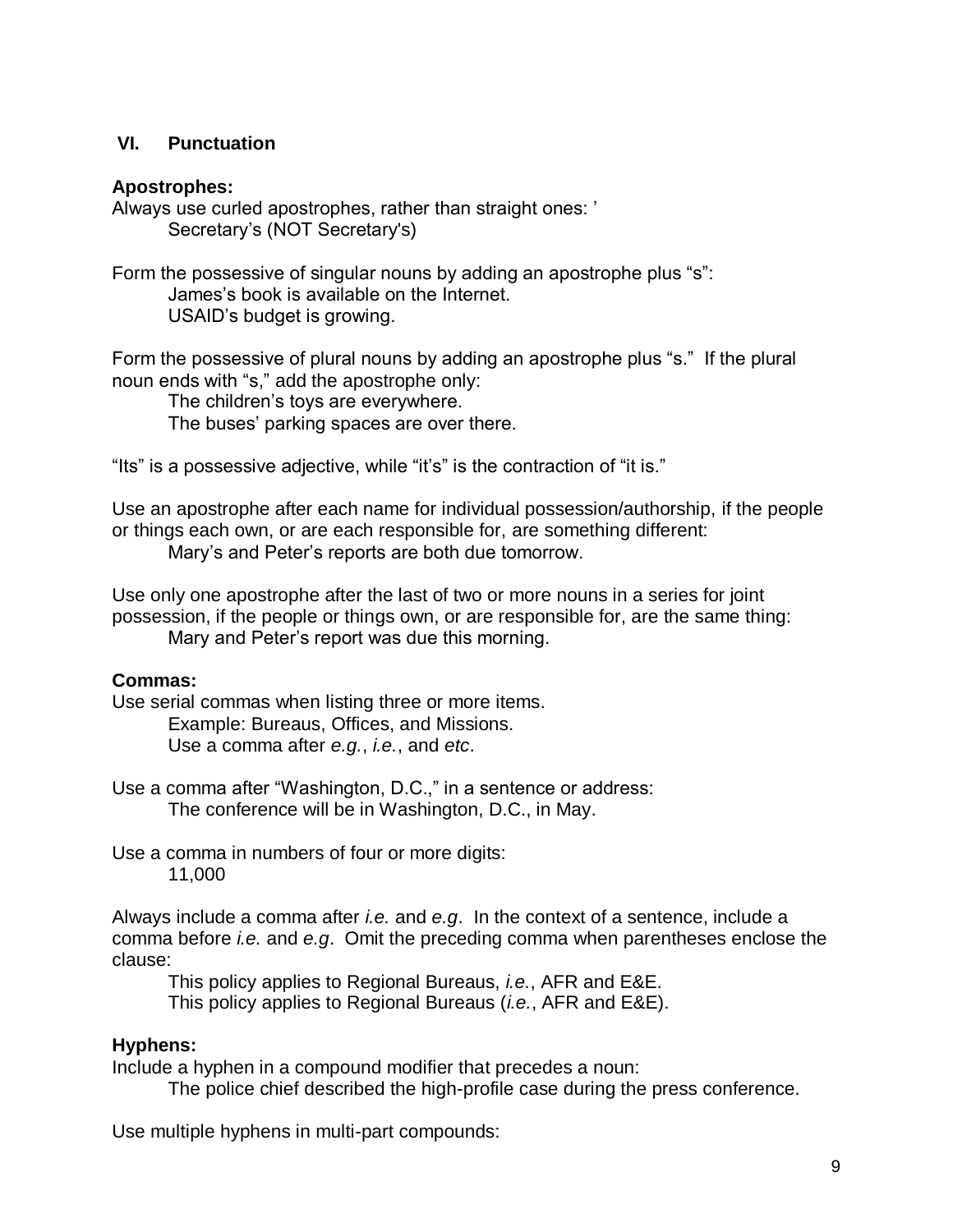## VI. Punctuation

**Apostrophes:**

Always use curled apostrophes, rather than straight ones: ’

Secretary’s (NOT Secretary's)

Form the possessive of singular nouns by adding an apostrophe plus “s”:

James’s book is available on the Internet.
USAID’s budget is growing.

Form the possessive of plural nouns by adding an apostrophe plus “s.” If the plural noun ends with “s,” add the apostrophe only:

The children’s toys are everywhere.
The buses’ parking spaces are over there.

“Its” is a possessive adjective, while “it’s” is the contraction of “it is.”

Use an apostrophe after each name for individual possession/authorship, if the people or things each own, or are each responsible for, are something different:

Mary’s and Peter’s reports are both due tomorrow.

Use only one apostrophe after the last of two or more nouns in a series for joint possession, if the people or things own, or are responsible for, are the same thing:

Mary and Peter’s report was due this morning.

**Commas:**

Use serial commas when listing three or more items.

Example: Bureaus, Offices, and Missions.
Use a comma after *e.g.*, *i.e.*, and *etc*.

Use a comma after “Washington, D.C.,” in a sentence or address:

The conference will be in Washington, D.C., in May.

Use a comma in numbers of four or more digits:

11,000

Always include a comma after *i.e.* and *e.g*. In the context of a sentence, include a comma before *i.e.* and *e.g*. Omit the preceding comma when parentheses enclose the clause:

This policy applies to Regional Bureaus, *i.e.*, AFR and E&E.
This policy applies to Regional Bureaus (*i.e.*, AFR and E&E).

**Hyphens:**

Include a hyphen in a compound modifier that precedes a noun:

The police chief described the high-profile case during the press conference.

Use multiple hyphens in multi-part compounds: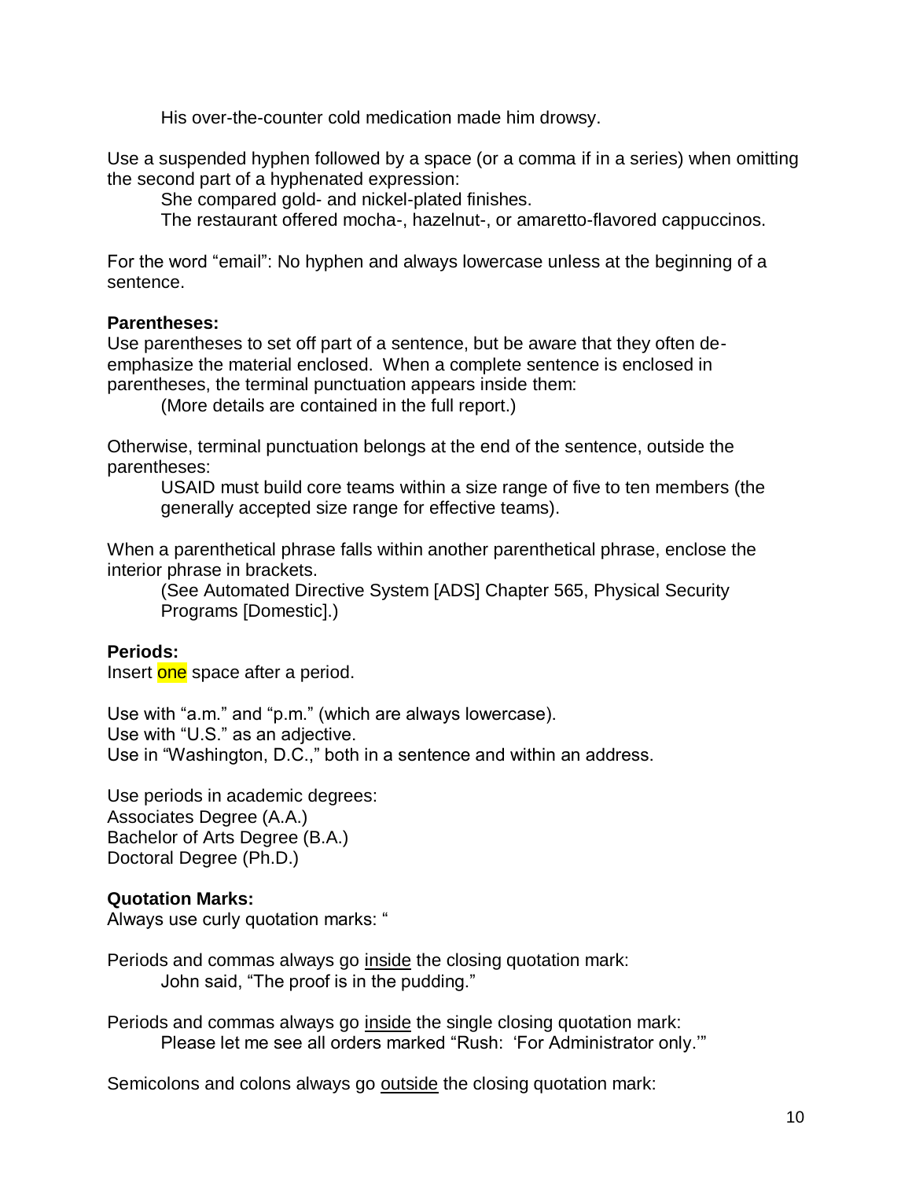His over-the-counter cold medication made him drowsy.

Use a suspended hyphen followed by a space (or a comma if in a series) when omitting the second part of a hyphenated expression:

She compared gold- and nickel-plated finishes.

The restaurant offered mocha-, hazelnut-, or amaretto-flavored cappuccinos.

For the word “email”: No hyphen and always lowercase unless at the beginning of a sentence.

**Parentheses:**

Use parentheses to set off part of a sentence, but be aware that they often de-emphasize the material enclosed. When a complete sentence is enclosed in parentheses, the terminal punctuation appears inside them:

(More details are contained in the full report.)

Otherwise, terminal punctuation belongs at the end of the sentence, outside the parentheses:

USAID must build core teams within a size range of five to ten members (the generally accepted size range for effective teams).

When a parenthetical phrase falls within another parenthetical phrase, enclose the interior phrase in brackets.

(See Automated Directive System [ADS] Chapter 565, Physical Security Programs [Domestic].)

**Periods:**

Insert one space after a period.

Use with “a.m.” and “p.m.” (which are always lowercase).
Use with “U.S.” as an adjective.
Use in “Washington, D.C.,” both in a sentence and within an address.

Use periods in academic degrees:
Associates Degree (A.A.)
Bachelor of Arts Degree (B.A.)
Doctoral Degree (Ph.D.)

**Quotation Marks:**

Always use curly quotation marks: “

Periods and commas always go <u>inside</u> the closing quotation mark:

John said, “The proof is in the pudding.”

Periods and commas always go <u>inside</u> the single closing quotation mark:

Please let me see all orders marked “Rush: ‘For Administrator only.’”

Semicolons and colons always go <u>outside</u> the closing quotation mark: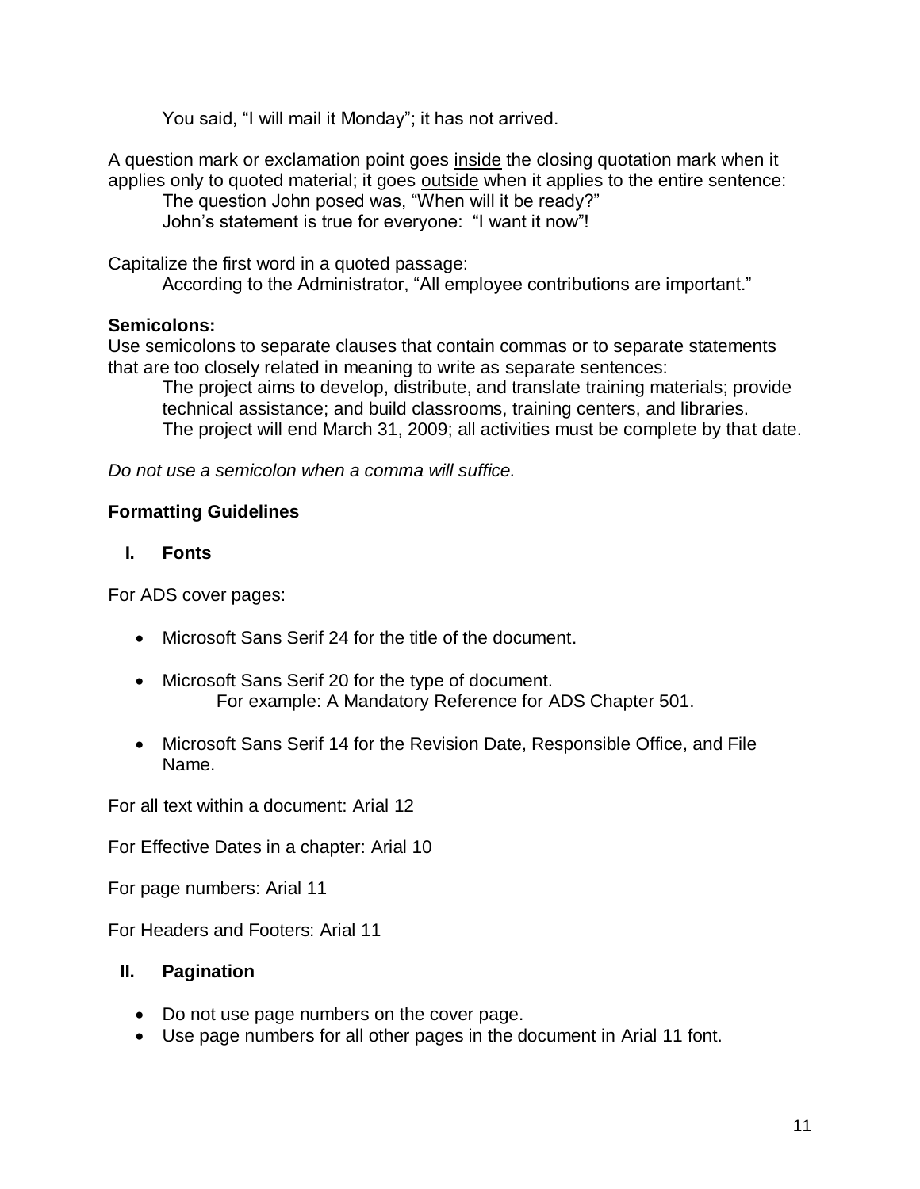You said, "I will mail it Monday"; it has not arrived.

A question mark or exclamation point goes <u>inside</u> the closing quotation mark when it applies only to quoted material; it goes <u>outside</u> when it applies to the entire sentence:

> The question John posed was, "When will it be ready?"
> John's statement is true for everyone: "I want it now"!

Capitalize the first word in a quoted passage:

> According to the Administrator, "All employee contributions are important."

**Semicolons:**
Use semicolons to separate clauses that contain commas or to separate statements that are too closely related in meaning to write as separate sentences:

> The project aims to develop, distribute, and translate training materials; provide technical assistance; and build classrooms, training centers, and libraries.
> The project will end March 31, 2009; all activities must be complete by that date.

*Do not use a semicolon when a comma will suffice.*

## Formatting Guidelines

### I. Fonts

For ADS cover pages:

- Microsoft Sans Serif 24 for the title of the document.
- Microsoft Sans Serif 20 for the type of document.
  For example: A Mandatory Reference for ADS Chapter 501.
- Microsoft Sans Serif 14 for the Revision Date, Responsible Office, and File Name.

For all text within a document: Arial 12

For Effective Dates in a chapter: Arial 10

For page numbers: Arial 11

For Headers and Footers: Arial 11

### II. Pagination

- Do not use page numbers on the cover page.
- Use page numbers for all other pages in the document in Arial 11 font.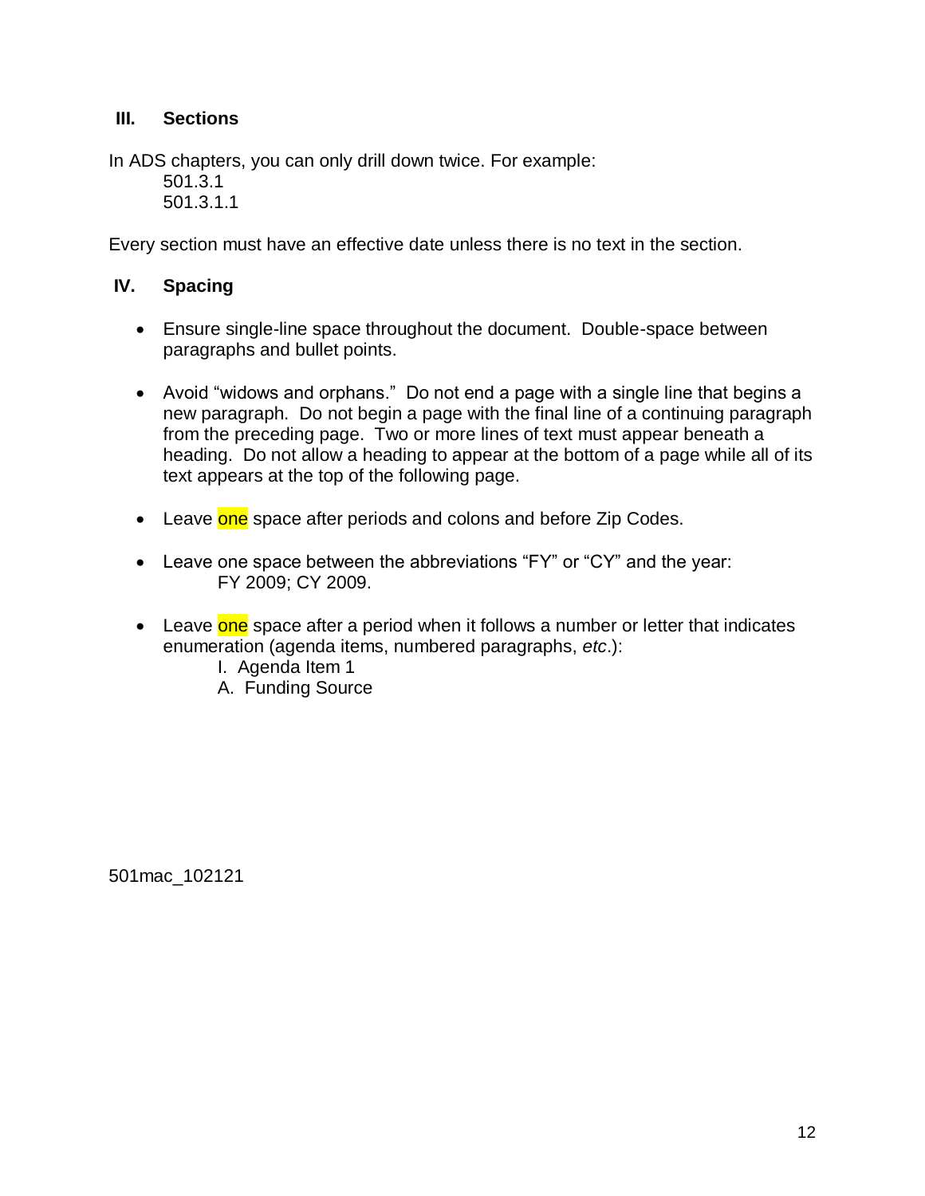## III. Sections

In ADS chapters, you can only drill down twice. For example:

501.3.1
501.3.1.1

Every section must have an effective date unless there is no text in the section.

## IV. Spacing

- Ensure single-line space throughout the document. Double-space between paragraphs and bullet points.

- Avoid "widows and orphans." Do not end a page with a single line that begins a new paragraph. Do not begin a page with the final line of a continuing paragraph from the preceding page. Two or more lines of text must appear beneath a heading. Do not allow a heading to appear at the bottom of a page while all of its text appears at the top of the following page.

- Leave one space after periods and colons and before Zip Codes.

- Leave one space between the abbreviations "FY" or "CY" and the year:
  FY 2009; CY 2009.

- Leave one space after a period when it follows a number or letter that indicates enumeration (agenda items, numbered paragraphs, *etc*.):
  I. Agenda Item 1
  A. Funding Source

501mac_102121